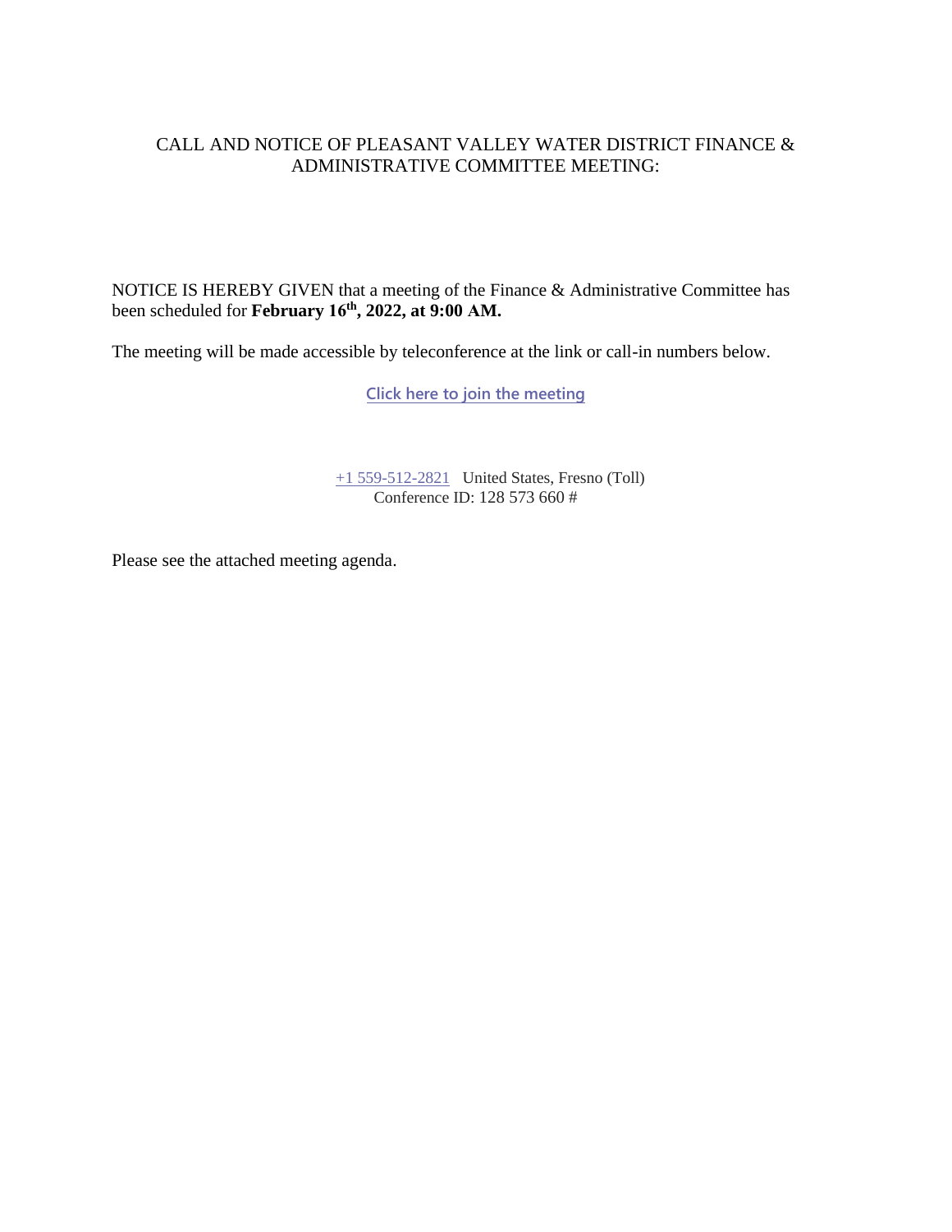# CALL AND NOTICE OF PLEASANT VALLEY WATER DISTRICT FINANCE & ADMINISTRATIVE COMMITTEE MEETING:

NOTICE IS HEREBY GIVEN that a meeting of the Finance & Administrative Committee has been scheduled for **February 16th, 2022, at 9:00 AM.**

The meeting will be made accessible by teleconference at the link or call-in numbers below.

Click here to join the meeting

+1 559-512-2821 United States, Fresno (Toll)
Conference ID: 128 573 660 #

Please see the attached meeting agenda.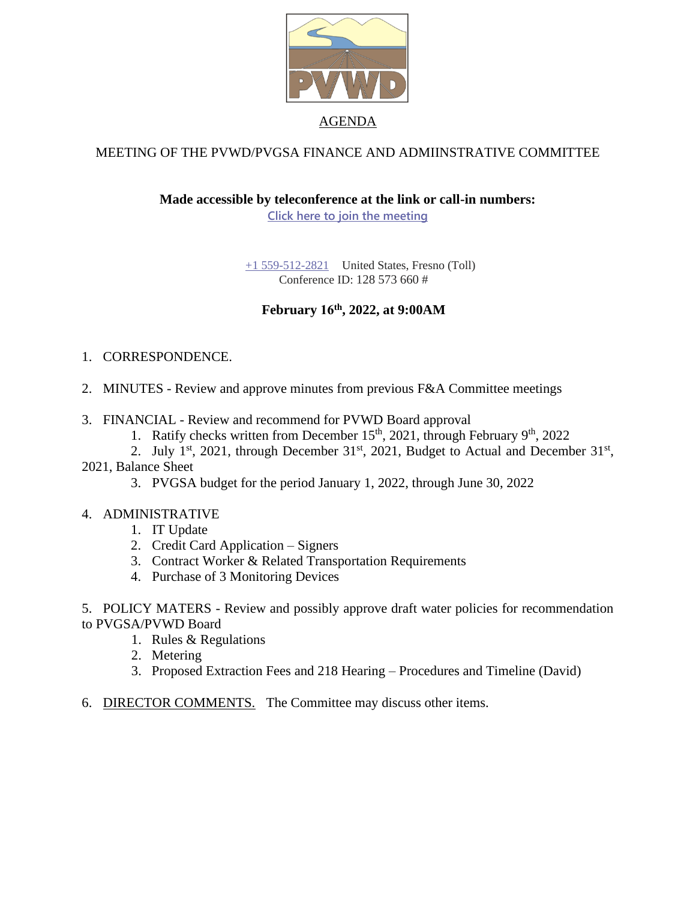AGENDA

MEETING OF THE PVWD/PVGSA FINANCE AND ADMIINSTRATIVE COMMITTEE

**Made accessible by teleconference at the link or call-in numbers:**

Click here to join the meeting

+1 559-512-2821 United States, Fresno (Toll)
Conference ID: 128 573 660 #

**February 16th, 2022, at 9:00AM**

1. CORRESPONDENCE.

2. MINUTES - Review and approve minutes from previous F&A Committee meetings

3. FINANCIAL - Review and recommend for PVWD Board approval
   1. Ratify checks written from December 15th, 2021, through February 9th, 2022
   2. July 1st, 2021, through December 31st, 2021, Budget to Actual and December 31st, 2021, Balance Sheet
   3. PVGSA budget for the period January 1, 2022, through June 30, 2022

4. ADMINISTRATIVE
   1. IT Update
   2. Credit Card Application – Signers
   3. Contract Worker & Related Transportation Requirements
   4. Purchase of 3 Monitoring Devices

5. POLICY MATERS - Review and possibly approve draft water policies for recommendation to PVGSA/PVWD Board
   1. Rules & Regulations
   2. Metering
   3. Proposed Extraction Fees and 218 Hearing – Procedures and Timeline (David)

6. DIRECTOR COMMENTS. The Committee may discuss other items.